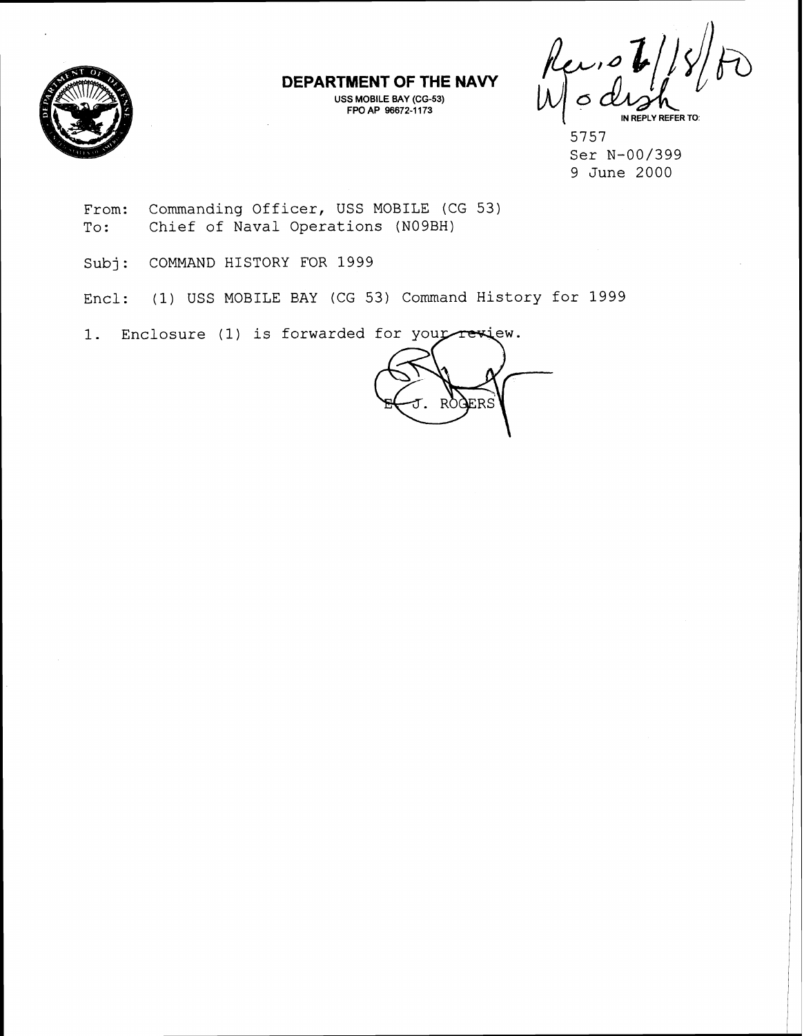# DEPARTMENT OF THE NAVY

USS MOBILE BAY (CG-53)
FPO AP 96672-1173

Rev'd 6/18/00
W/o dish

IN REPLY REFER TO:

5757
Ser N-00/399
9 June 2000

From: Commanding Officer, USS MOBILE (CG 53)
To: Chief of Naval Operations (N09BH)

Subj: COMMAND HISTORY FOR 1999

Encl: (1) USS MOBILE BAY (CG 53) Command History for 1999

1. Enclosure (1) is forwarded for your review.

E. J. ROGERS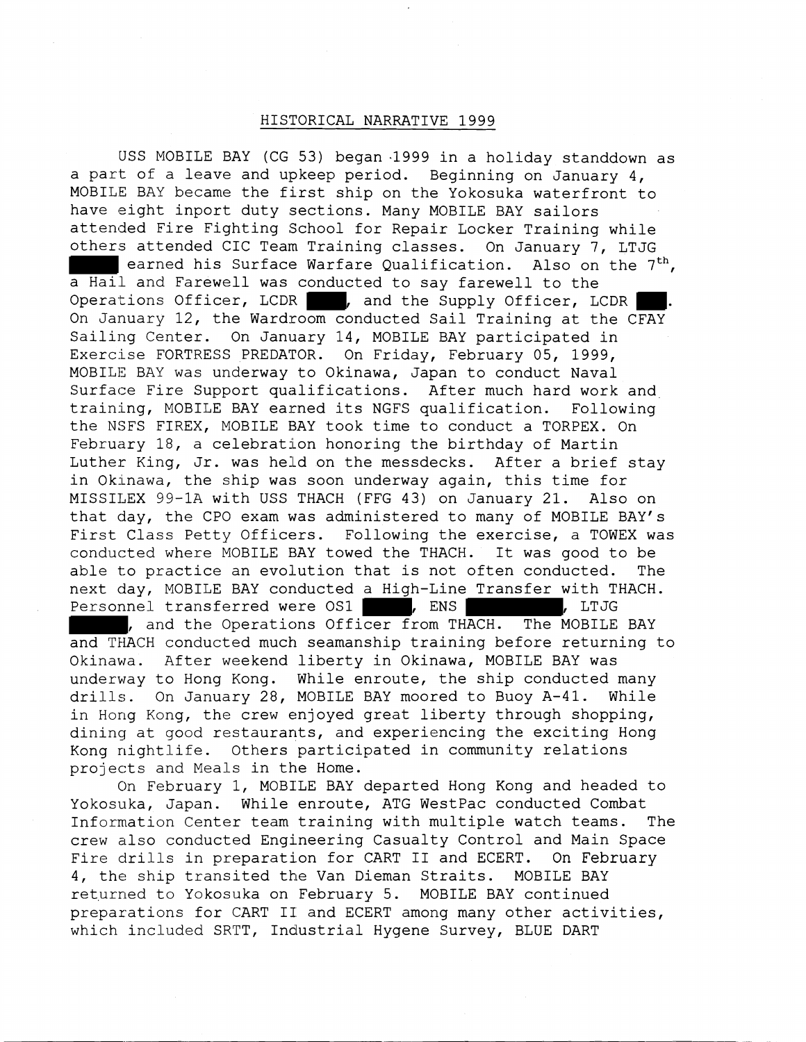HISTORICAL NARRATIVE 1999

USS MOBILE BAY (CG 53) began 1999 in a holiday standdown as a part of a leave and upkeep period. Beginning on January 4, MOBILE BAY became the first ship on the Yokosuka waterfront to have eight inport duty sections. Many MOBILE BAY sailors attended Fire Fighting School for Repair Locker Training while others attended CIC Team Training classes. On January 7, LTJG ████ earned his Surface Warfare Qualification. Also on the 7th, a Hail and Farewell was conducted to say farewell to the Operations Officer, LCDR ████, and the Supply Officer, LCDR ████. On January 12, the Wardroom conducted Sail Training at the CFAY Sailing Center. On January 14, MOBILE BAY participated in Exercise FORTRESS PREDATOR. On Friday, February 05, 1999, MOBILE BAY was underway to Okinawa, Japan to conduct Naval Surface Fire Support qualifications. After much hard work and training, MOBILE BAY earned its NGFS qualification. Following the NSFS FIREX, MOBILE BAY took time to conduct a TORPEX. On February 18, a celebration honoring the birthday of Martin Luther King, Jr. was held on the messdecks. After a brief stay in Okinawa, the ship was soon underway again, this time for MISSILEX 99-1A with USS THACH (FFG 43) on January 21. Also on that day, the CPO exam was administered to many of MOBILE BAY's First Class Petty Officers. Following the exercise, a TOWEX was conducted where MOBILE BAY towed the THACH. It was good to be able to practice an evolution that is not often conducted. The next day, MOBILE BAY conducted a High-Line Transfer with THACH. Personnel transferred were OS1 ████, ENS ████, LTJG ████, and the Operations Officer from THACH. The MOBILE BAY and THACH conducted much seamanship training before returning to Okinawa. After weekend liberty in Okinawa, MOBILE BAY was underway to Hong Kong. While enroute, the ship conducted many drills. On January 28, MOBILE BAY moored to Buoy A-41. While in Hong Kong, the crew enjoyed great liberty through shopping, dining at good restaurants, and experiencing the exciting Hong Kong nightlife. Others participated in community relations projects and Meals in the Home.

On February 1, MOBILE BAY departed Hong Kong and headed to Yokosuka, Japan. While enroute, ATG WestPac conducted Combat Information Center team training with multiple watch teams. The crew also conducted Engineering Casualty Control and Main Space Fire drills in preparation for CART II and ECERT. On February 4, the ship transited the Van Dieman Straits. MOBILE BAY returned to Yokosuka on February 5. MOBILE BAY continued preparations for CART II and ECERT among many other activities, which included SRTT, Industrial Hygene Survey, BLUE DART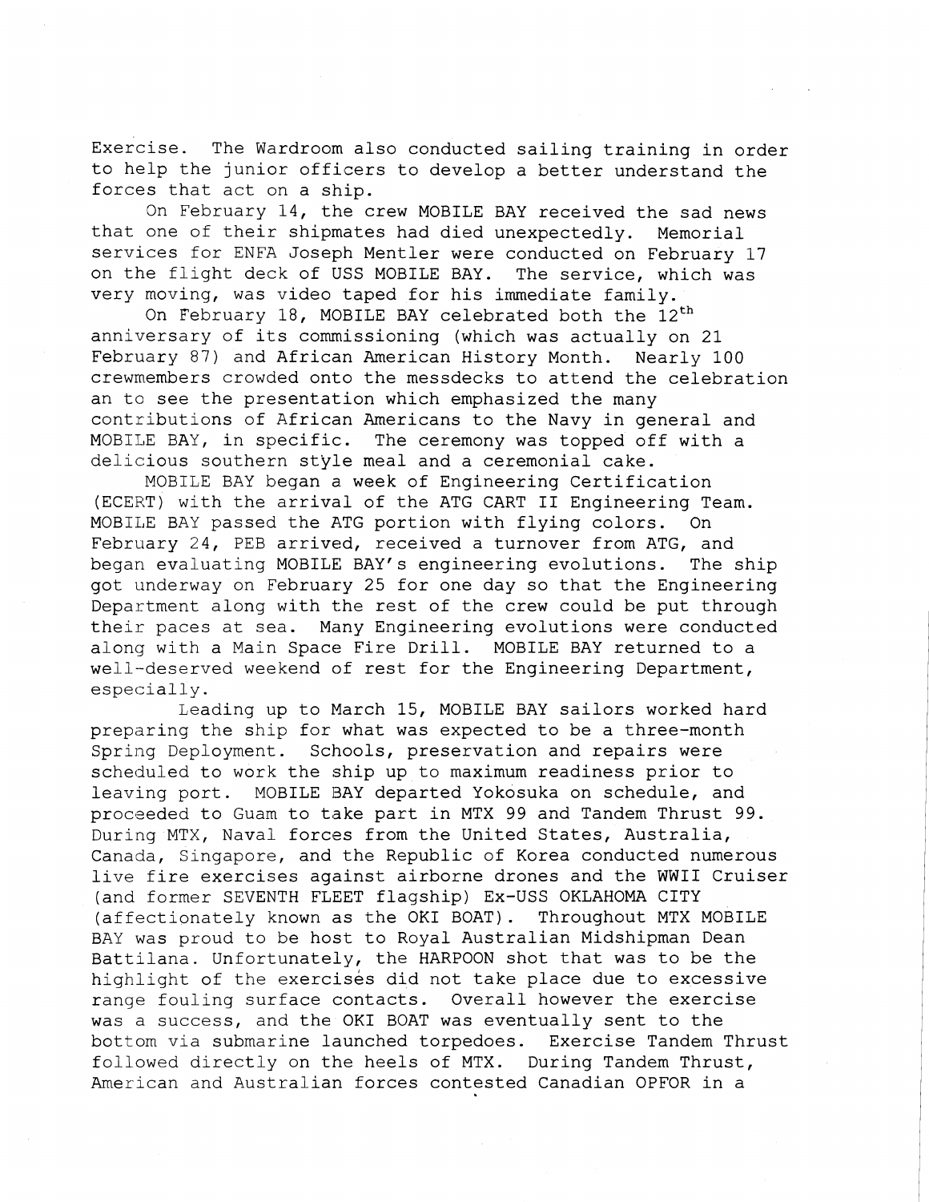Exercise. The Wardroom also conducted sailing training in order to help the junior officers to develop a better understand the forces that act on a ship.

On February 14, the crew MOBILE BAY received the sad news that one of their shipmates had died unexpectedly. Memorial services for ENFA Joseph Mentler were conducted on February 17 on the flight deck of USS MOBILE BAY. The service, which was very moving, was video taped for his immediate family.

On February 18, MOBILE BAY celebrated both the 12th anniversary of its commissioning (which was actually on 21 February 87) and African American History Month. Nearly 100 crewmembers crowded onto the messdecks to attend the celebration an to see the presentation which emphasized the many contributions of African Americans to the Navy in general and MOBILE BAY, in specific. The ceremony was topped off with a delicious southern style meal and a ceremonial cake.

MOBILE BAY began a week of Engineering Certification (ECERT) with the arrival of the ATG CART II Engineering Team. MOBILE BAY passed the ATG portion with flying colors. On February 24, PEB arrived, received a turnover from ATG, and began evaluating MOBILE BAY's engineering evolutions. The ship got underway on February 25 for one day so that the Engineering Department along with the rest of the crew could be put through their paces at sea. Many Engineering evolutions were conducted along with a Main Space Fire Drill. MOBILE BAY returned to a well-deserved weekend of rest for the Engineering Department, especially.

Leading up to March 15, MOBILE BAY sailors worked hard preparing the ship for what was expected to be a three-month Spring Deployment. Schools, preservation and repairs were scheduled to work the ship up to maximum readiness prior to leaving port. MOBILE BAY departed Yokosuka on schedule, and proceeded to Guam to take part in MTX 99 and Tandem Thrust 99. During MTX, Naval forces from the United States, Australia, Canada, Singapore, and the Republic of Korea conducted numerous live fire exercises against airborne drones and the WWII Cruiser (and former SEVENTH FLEET flagship) Ex-USS OKLAHOMA CITY (affectionately known as the OKI BOAT). Throughout MTX MOBILE BAY was proud to be host to Royal Australian Midshipman Dean Battilana. Unfortunately, the HARPOON shot that was to be the highlight of the exercises did not take place due to excessive range fouling surface contacts. Overall however the exercise was a success, and the OKI BOAT was eventually sent to the bottom via submarine launched torpedoes. Exercise Tandem Thrust followed directly on the heels of MTX. During Tandem Thrust, American and Australian forces contested Canadian OPFOR in a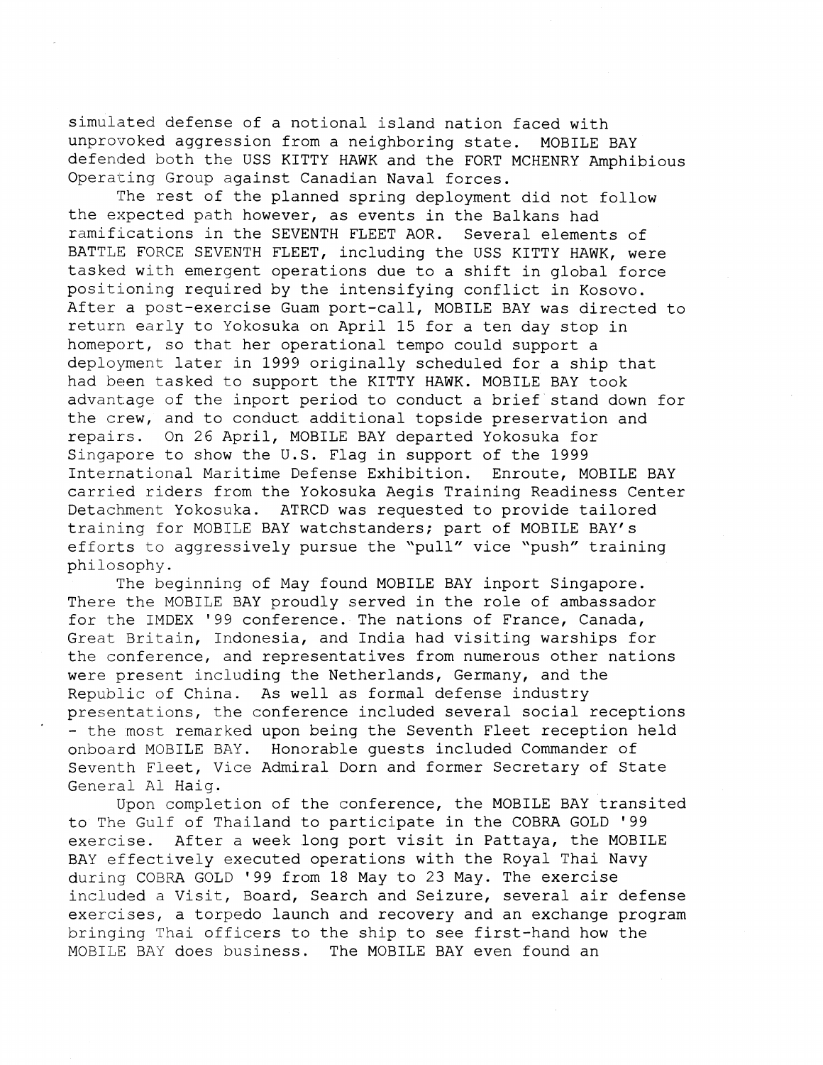simulated defense of a notional island nation faced with unprovoked aggression from a neighboring state. MOBILE BAY defended both the USS KITTY HAWK and the FORT MCHENRY Amphibious Operating Group against Canadian Naval forces.

The rest of the planned spring deployment did not follow the expected path however, as events in the Balkans had ramifications in the SEVENTH FLEET AOR. Several elements of BATTLE FORCE SEVENTH FLEET, including the USS KITTY HAWK, were tasked with emergent operations due to a shift in global force positioning required by the intensifying conflict in Kosovo. After a post-exercise Guam port-call, MOBILE BAY was directed to return early to Yokosuka on April 15 for a ten day stop in homeport, so that her operational tempo could support a deployment later in 1999 originally scheduled for a ship that had been tasked to support the KITTY HAWK. MOBILE BAY took advantage of the inport period to conduct a brief stand down for the crew, and to conduct additional topside preservation and repairs. On 26 April, MOBILE BAY departed Yokosuka for Singapore to show the U.S. Flag in support of the 1999 International Maritime Defense Exhibition. Enroute, MOBILE BAY carried riders from the Yokosuka Aegis Training Readiness Center Detachment Yokosuka. ATRCD was requested to provide tailored training for MOBILE BAY watchstanders; part of MOBILE BAY's efforts to aggressively pursue the "pull" vice "push" training philosophy.

The beginning of May found MOBILE BAY inport Singapore. There the MOBILE BAY proudly served in the role of ambassador for the IMDEX '99 conference. The nations of France, Canada, Great Britain, Indonesia, and India had visiting warships for the conference, and representatives from numerous other nations were present including the Netherlands, Germany, and the Republic of China. As well as formal defense industry presentations, the conference included several social receptions - the most remarked upon being the Seventh Fleet reception held onboard MOBILE BAY. Honorable guests included Commander of Seventh Fleet, Vice Admiral Dorn and former Secretary of State General Al Haig.

Upon completion of the conference, the MOBILE BAY transited to The Gulf of Thailand to participate in the COBRA GOLD '99 exercise. After a week long port visit in Pattaya, the MOBILE BAY effectively executed operations with the Royal Thai Navy during COBRA GOLD '99 from 18 May to 23 May. The exercise included a Visit, Board, Search and Seizure, several air defense exercises, a torpedo launch and recovery and an exchange program bringing Thai officers to the ship to see first-hand how the MOBILE BAY does business. The MOBILE BAY even found an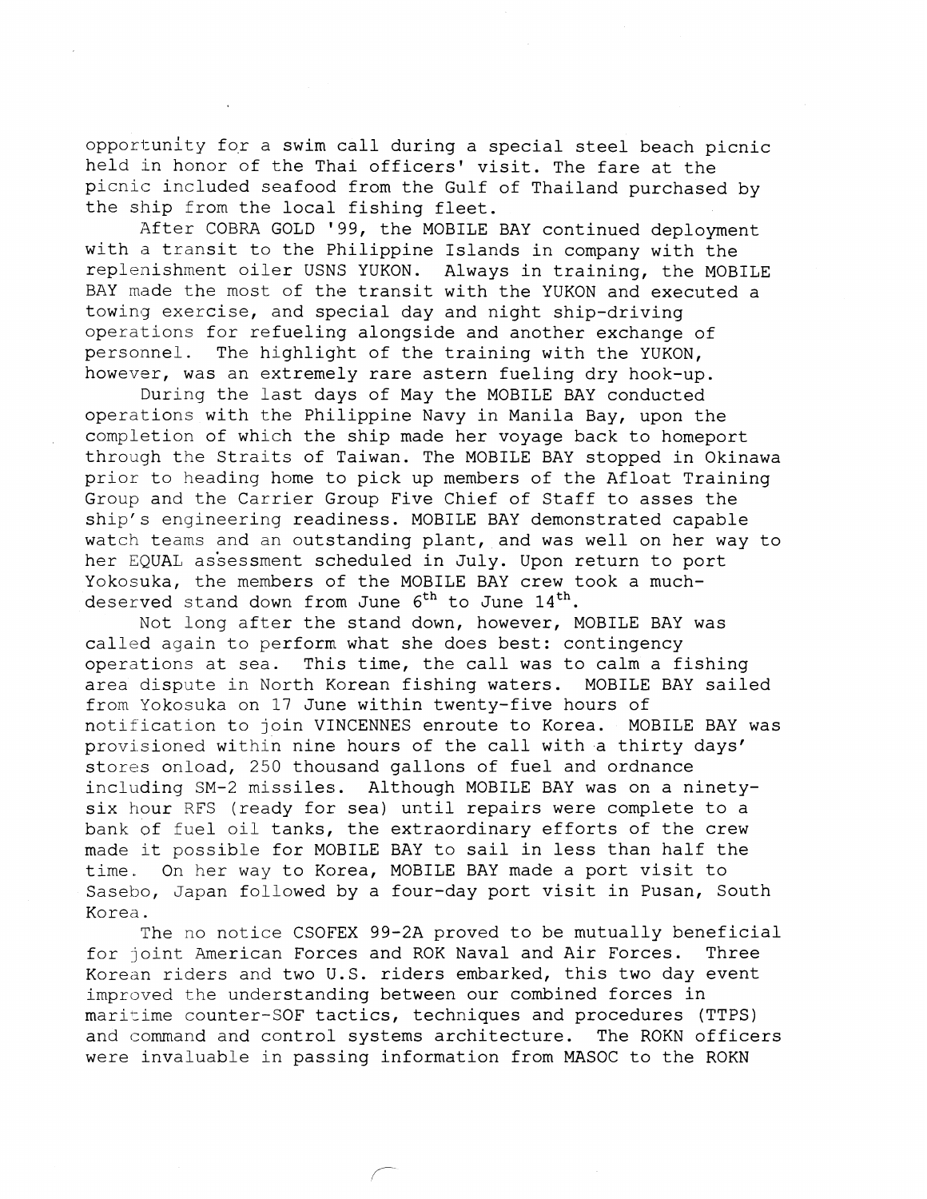opportunity for a swim call during a special steel beach picnic held in honor of the Thai officers' visit. The fare at the picnic included seafood from the Gulf of Thailand purchased by the ship from the local fishing fleet.

After COBRA GOLD '99, the MOBILE BAY continued deployment with a transit to the Philippine Islands in company with the replenishment oiler USNS YUKON. Always in training, the MOBILE BAY made the most of the transit with the YUKON and executed a towing exercise, and special day and night ship-driving operations for refueling alongside and another exchange of personnel. The highlight of the training with the YUKON, however, was an extremely rare astern fueling dry hook-up.

During the last days of May the MOBILE BAY conducted operations with the Philippine Navy in Manila Bay, upon the completion of which the ship made her voyage back to homeport through the Straits of Taiwan. The MOBILE BAY stopped in Okinawa prior to heading home to pick up members of the Afloat Training Group and the Carrier Group Five Chief of Staff to asses the ship's engineering readiness. MOBILE BAY demonstrated capable watch teams and an outstanding plant, and was well on her way to her EQUAL assessment scheduled in July. Upon return to port Yokosuka, the members of the MOBILE BAY crew took a much-deserved stand down from June 6th to June 14th.

Not long after the stand down, however, MOBILE BAY was called again to perform what she does best: contingency operations at sea. This time, the call was to calm a fishing area dispute in North Korean fishing waters. MOBILE BAY sailed from Yokosuka on 17 June within twenty-five hours of notification to join VINCENNES enroute to Korea. MOBILE BAY was provisioned within nine hours of the call with a thirty days' stores onload, 250 thousand gallons of fuel and ordnance including SM-2 missiles. Although MOBILE BAY was on a ninety-six hour RFS (ready for sea) until repairs were complete to a bank of fuel oil tanks, the extraordinary efforts of the crew made it possible for MOBILE BAY to sail in less than half the time. On her way to Korea, MOBILE BAY made a port visit to Sasebo, Japan followed by a four-day port visit in Pusan, South Korea.

The no notice CSOFEX 99-2A proved to be mutually beneficial for joint American Forces and ROK Naval and Air Forces. Three Korean riders and two U.S. riders embarked, this two day event improved the understanding between our combined forces in maritime counter-SOF tactics, techniques and procedures (TTPS) and command and control systems architecture. The ROKN officers were invaluable in passing information from MASOC to the ROKN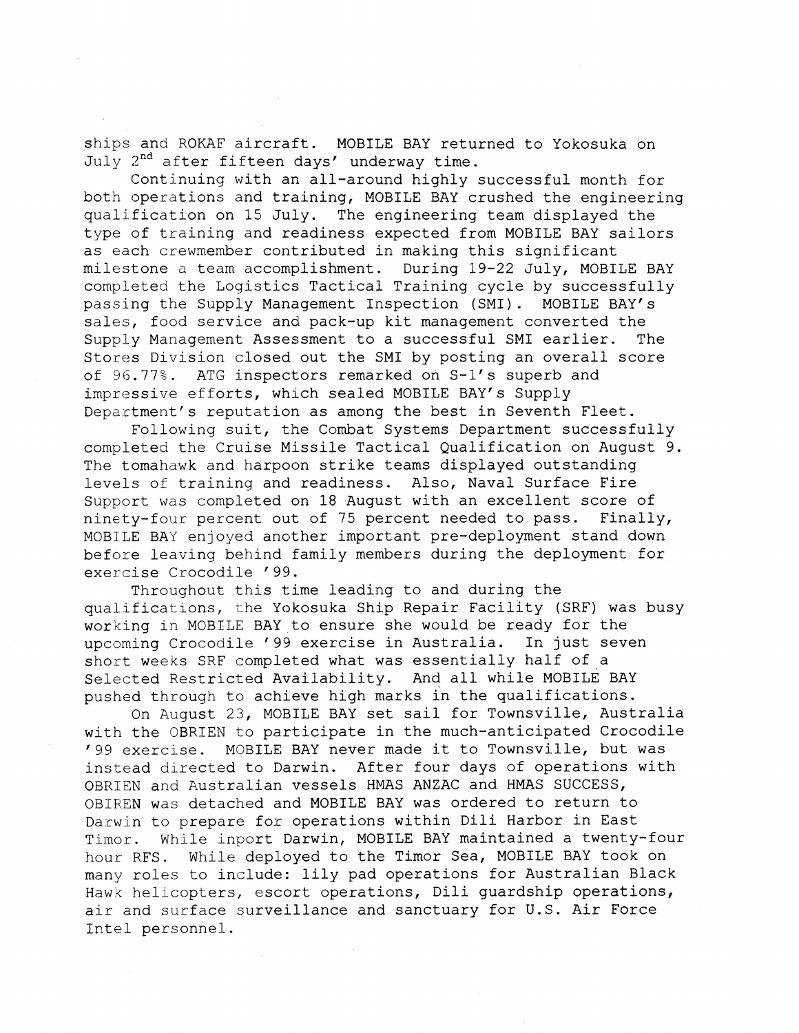ships and ROKAF aircraft. MOBILE BAY returned to Yokosuka on July 2nd after fifteen days' underway time.

Continuing with an all-around highly successful month for both operations and training, MOBILE BAY crushed the engineering qualification on 15 July. The engineering team displayed the type of training and readiness expected from MOBILE BAY sailors as each crewmember contributed in making this significant milestone a team accomplishment. During 19-22 July, MOBILE BAY completed the Logistics Tactical Training cycle by successfully passing the Supply Management Inspection (SMI). MOBILE BAY's sales, food service and pack-up kit management converted the Supply Management Assessment to a successful SMI earlier. The Stores Division closed out the SMI by posting an overall score of 96.77%. ATG inspectors remarked on S-1's superb and impressive efforts, which sealed MOBILE BAY's Supply Department's reputation as among the best in Seventh Fleet.

Following suit, the Combat Systems Department successfully completed the Cruise Missile Tactical Qualification on August 9. The tomahawk and harpoon strike teams displayed outstanding levels of training and readiness. Also, Naval Surface Fire Support was completed on 18 August with an excellent score of ninety-four percent out of 75 percent needed to pass. Finally, MOBILE BAY enjoyed another important pre-deployment stand down before leaving behind family members during the deployment for exercise Crocodile '99.

Throughout this time leading to and during the qualifications, the Yokosuka Ship Repair Facility (SRF) was busy working in MOBILE BAY to ensure she would be ready for the upcoming Crocodile '99 exercise in Australia. In just seven short weeks SRF completed what was essentially half of a Selected Restricted Availability. And all while MOBILE BAY pushed through to achieve high marks in the qualifications.

On August 23, MOBILE BAY set sail for Townsville, Australia with the OBRIEN to participate in the much-anticipated Crocodile '99 exercise. MOBILE BAY never made it to Townsville, but was instead directed to Darwin. After four days of operations with OBRIEN and Australian vessels HMAS ANZAC and HMAS SUCCESS, OBIREN was detached and MOBILE BAY was ordered to return to Darwin to prepare for operations within Dili Harbor in East Timor. While inport Darwin, MOBILE BAY maintained a twenty-four hour RFS. While deployed to the Timor Sea, MOBILE BAY took on many roles to include: lily pad operations for Australian Black Hawk helicopters, escort operations, Dili guardship operations, air and surface surveillance and sanctuary for U.S. Air Force Intel personnel.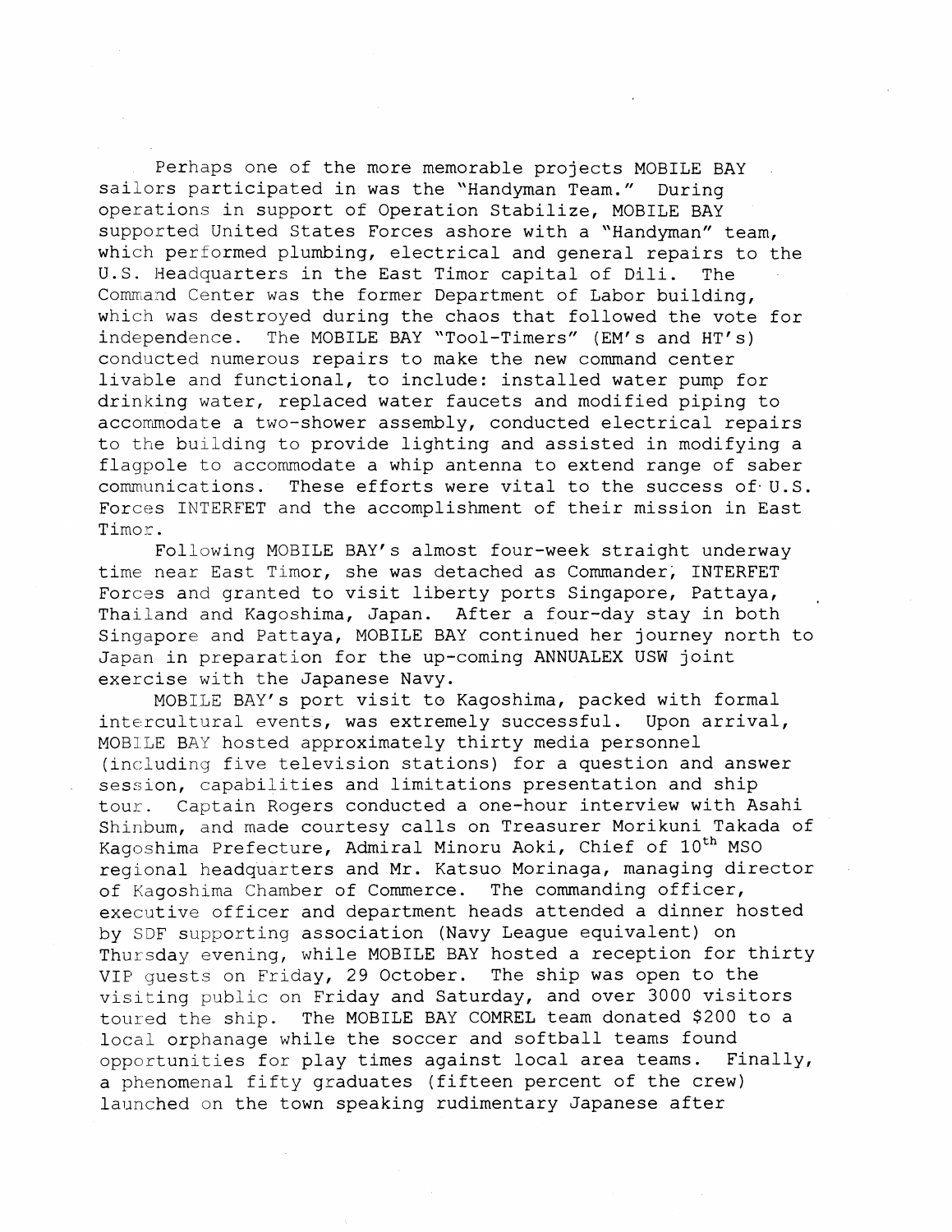Perhaps one of the more memorable projects MOBILE BAY sailors participated in was the "Handyman Team." During operations in support of Operation Stabilize, MOBILE BAY supported United States Forces ashore with a "Handyman" team, which performed plumbing, electrical and general repairs to the U.S. Headquarters in the East Timor capital of Dili. The Command Center was the former Department of Labor building, which was destroyed during the chaos that followed the vote for independence. The MOBILE BAY "Tool-Timers" (EM's and HT's) conducted numerous repairs to make the new command center livable and functional, to include: installed water pump for drinking water, replaced water faucets and modified piping to accommodate a two-shower assembly, conducted electrical repairs to the building to provide lighting and assisted in modifying a flagpole to accommodate a whip antenna to extend range of saber communications. These efforts were vital to the success of U.S. Forces INTERFET and the accomplishment of their mission in East Timor.

Following MOBILE BAY's almost four-week straight underway time near East Timor, she was detached as Commander, INTERFET Forces and granted to visit liberty ports Singapore, Pattaya, Thailand and Kagoshima, Japan. After a four-day stay in both Singapore and Pattaya, MOBILE BAY continued her journey north to Japan in preparation for the up-coming ANNUALEX USW joint exercise with the Japanese Navy.

MOBILE BAY's port visit to Kagoshima, packed with formal intercultural events, was extremely successful. Upon arrival, MOBILE BAY hosted approximately thirty media personnel (including five television stations) for a question and answer session, capabilities and limitations presentation and ship tour. Captain Rogers conducted a one-hour interview with Asahi Shinbum, and made courtesy calls on Treasurer Morikuni Takada of Kagoshima Prefecture, Admiral Minoru Aoki, Chief of 10th MSO regional headquarters and Mr. Katsuo Morinaga, managing director of Kagoshima Chamber of Commerce. The commanding officer, executive officer and department heads attended a dinner hosted by SDF supporting association (Navy League equivalent) on Thursday evening, while MOBILE BAY hosted a reception for thirty VIP guests on Friday, 29 October. The ship was open to the visiting public on Friday and Saturday, and over 3000 visitors toured the ship. The MOBILE BAY COMREL team donated $200 to a local orphanage while the soccer and softball teams found opportunities for play times against local area teams. Finally, a phenomenal fifty graduates (fifteen percent of the crew) launched on the town speaking rudimentary Japanese after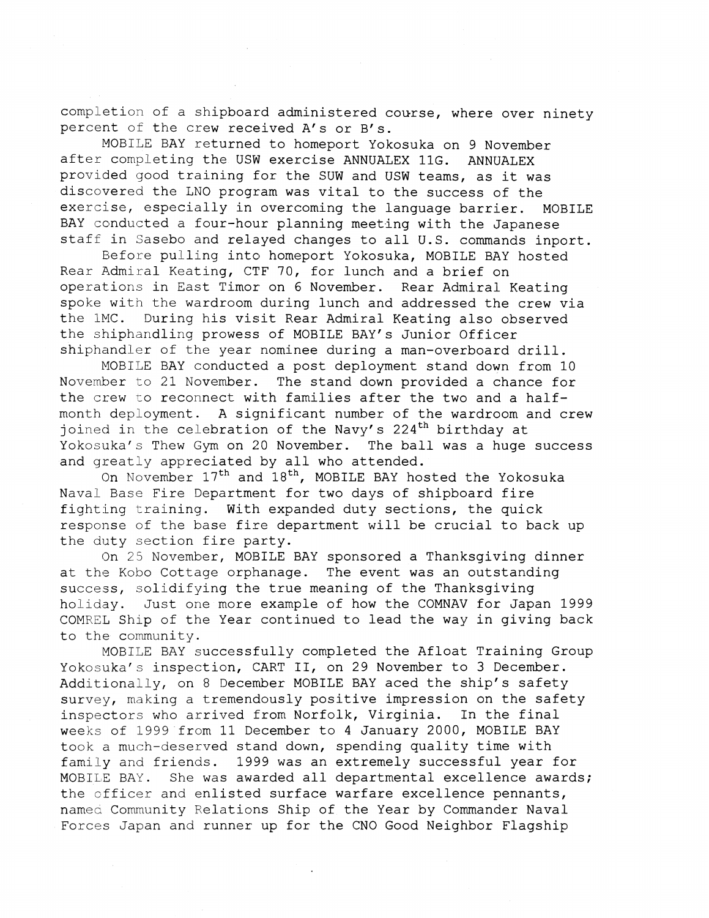completion of a shipboard administered course, where over ninety percent of the crew received A's or B's.

MOBILE BAY returned to homeport Yokosuka on 9 November after completing the USW exercise ANNUALEX 11G. ANNUALEX provided good training for the SUW and USW teams, as it was discovered the LNO program was vital to the success of the exercise, especially in overcoming the language barrier. MOBILE BAY conducted a four-hour planning meeting with the Japanese staff in Sasebo and relayed changes to all U.S. commands inport.

Before pulling into homeport Yokosuka, MOBILE BAY hosted Rear Admiral Keating, CTF 70, for lunch and a brief on operations in East Timor on 6 November. Rear Admiral Keating spoke with the wardroom during lunch and addressed the crew via the 1MC. During his visit Rear Admiral Keating also observed the shiphandling prowess of MOBILE BAY's Junior Officer shiphandler of the year nominee during a man-overboard drill.

MOBILE BAY conducted a post deployment stand down from 10 November to 21 November. The stand down provided a chance for the crew to reconnect with families after the two and a half-month deployment. A significant number of the wardroom and crew joined in the celebration of the Navy's 224th birthday at Yokosuka's Thew Gym on 20 November. The ball was a huge success and greatly appreciated by all who attended.

On November 17th and 18th, MOBILE BAY hosted the Yokosuka Naval Base Fire Department for two days of shipboard fire fighting training. With expanded duty sections, the quick response of the base fire department will be crucial to back up the duty section fire party.

On 25 November, MOBILE BAY sponsored a Thanksgiving dinner at the Kobo Cottage orphanage. The event was an outstanding success, solidifying the true meaning of the Thanksgiving holiday. Just one more example of how the COMNAV for Japan 1999 COMREL Ship of the Year continued to lead the way in giving back to the community.

MOBILE BAY successfully completed the Afloat Training Group Yokosuka's inspection, CART II, on 29 November to 3 December. Additionally, on 8 December MOBILE BAY aced the ship's safety survey, making a tremendously positive impression on the safety inspectors who arrived from Norfolk, Virginia. In the final weeks of 1999 from 11 December to 4 January 2000, MOBILE BAY took a much-deserved stand down, spending quality time with family and friends. 1999 was an extremely successful year for MOBILE BAY. She was awarded all departmental excellence awards; the officer and enlisted surface warfare excellence pennants, named Community Relations Ship of the Year by Commander Naval Forces Japan and runner up for the CNO Good Neighbor Flagship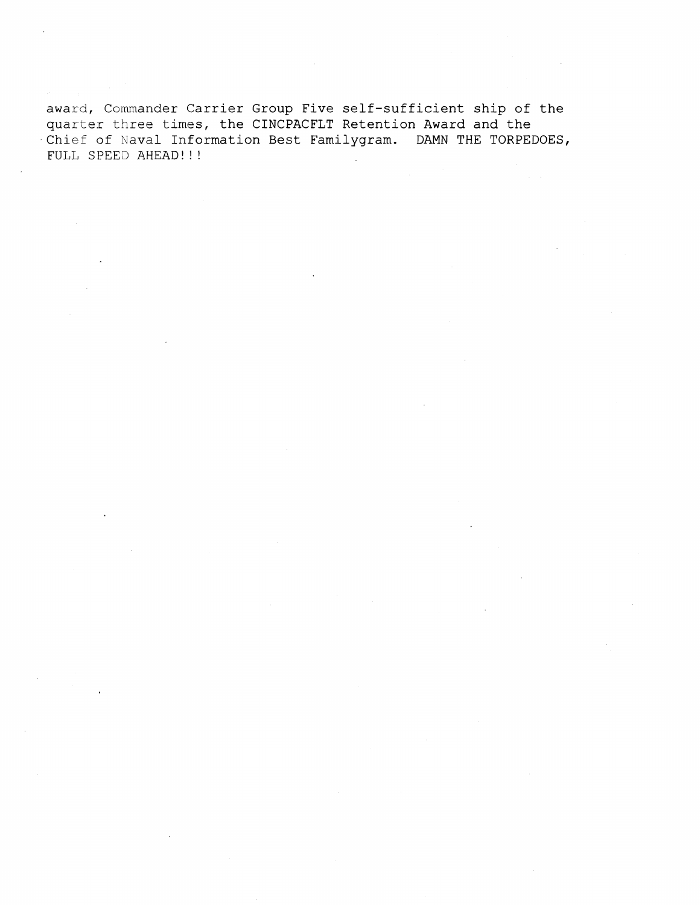award, Commander Carrier Group Five self-sufficient ship of the quarter three times, the CINCPACFLT Retention Award and the Chief of Naval Information Best Familygram. DAMN THE TORPEDOES, FULL SPEED AHEAD!!!